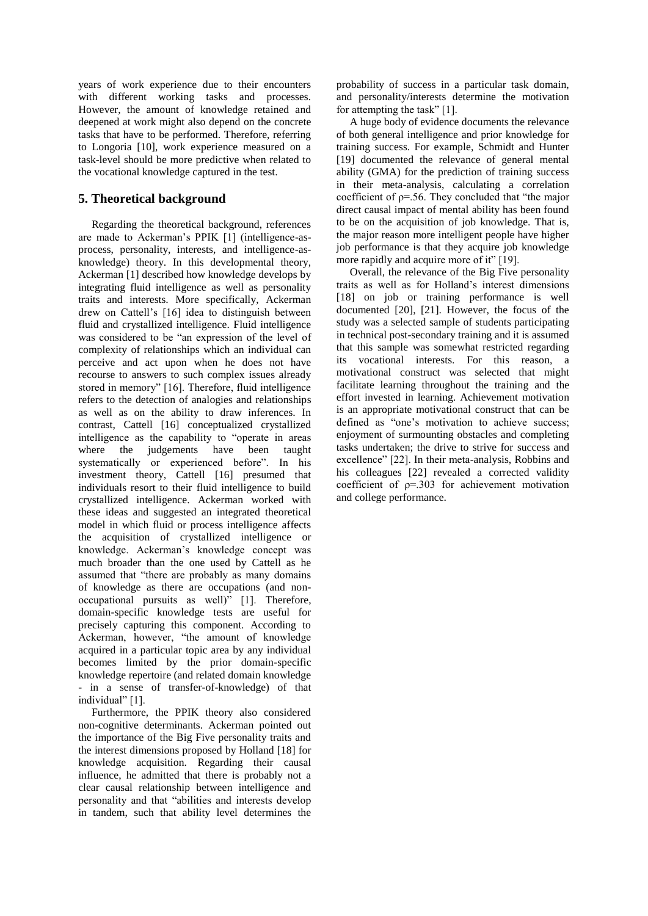years of work experience due to their encounters with different working tasks and processes. However, the amount of knowledge retained and deepened at work might also depend on the concrete tasks that have to be performed. Therefore, referring to Longoria [10], work experience measured on a task-level should be more predictive when related to the vocational knowledge captured in the test.

## 5. Theoretical background

Regarding the theoretical background, references are made to Ackerman's PPIK [1] (intelligence-as-process, personality, interests, and intelligence-as-knowledge) theory. In this developmental theory, Ackerman [1] described how knowledge develops by integrating fluid intelligence as well as personality traits and interests. More specifically, Ackerman drew on Cattell's [16] idea to distinguish between fluid and crystallized intelligence. Fluid intelligence was considered to be "an expression of the level of complexity of relationships which an individual can perceive and act upon when he does not have recourse to answers to such complex issues already stored in memory" [16]. Therefore, fluid intelligence refers to the detection of analogies and relationships as well as on the ability to draw inferences. In contrast, Cattell [16] conceptualized crystallized intelligence as the capability to "operate in areas where the judgements have been taught systematically or experienced before". In his investment theory, Cattell [16] presumed that individuals resort to their fluid intelligence to build crystallized intelligence. Ackerman worked with these ideas and suggested an integrated theoretical model in which fluid or process intelligence affects the acquisition of crystallized intelligence or knowledge. Ackerman's knowledge concept was much broader than the one used by Cattell as he assumed that "there are probably as many domains of knowledge as there are occupations (and non-occupational pursuits as well)" [1]. Therefore, domain-specific knowledge tests are useful for precisely capturing this component. According to Ackerman, however, "the amount of knowledge acquired in a particular topic area by any individual becomes limited by the prior domain-specific knowledge repertoire (and related domain knowledge - in a sense of transfer-of-knowledge) of that individual" [1].

Furthermore, the PPIK theory also considered non-cognitive determinants. Ackerman pointed out the importance of the Big Five personality traits and the interest dimensions proposed by Holland [18] for knowledge acquisition. Regarding their causal influence, he admitted that there is probably not a clear causal relationship between intelligence and personality and that "abilities and interests develop in tandem, such that ability level determines the probability of success in a particular task domain, and personality/interests determine the motivation for attempting the task" [1].

A huge body of evidence documents the relevance of both general intelligence and prior knowledge for training success. For example, Schmidt and Hunter [19] documented the relevance of general mental ability (GMA) for the prediction of training success in their meta-analysis, calculating a correlation coefficient of $\rho$=.56. They concluded that "the major direct causal impact of mental ability has been found to be on the acquisition of job knowledge. That is, the major reason more intelligent people have higher job performance is that they acquire job knowledge more rapidly and acquire more of it" [19].

Overall, the relevance of the Big Five personality traits as well as for Holland's interest dimensions [18] on job or training performance is well documented [20], [21]. However, the focus of the study was a selected sample of students participating in technical post-secondary training and it is assumed that this sample was somewhat restricted regarding its vocational interests. For this reason, a motivational construct was selected that might facilitate learning throughout the training and the effort invested in learning. Achievement motivation is an appropriate motivational construct that can be defined as "one's motivation to achieve success; enjoyment of surmounting obstacles and completing tasks undertaken; the drive to strive for success and excellence" [22]. In their meta-analysis, Robbins and his colleagues [22] revealed a corrected validity coefficient of $\rho$=.303 for achievement motivation and college performance.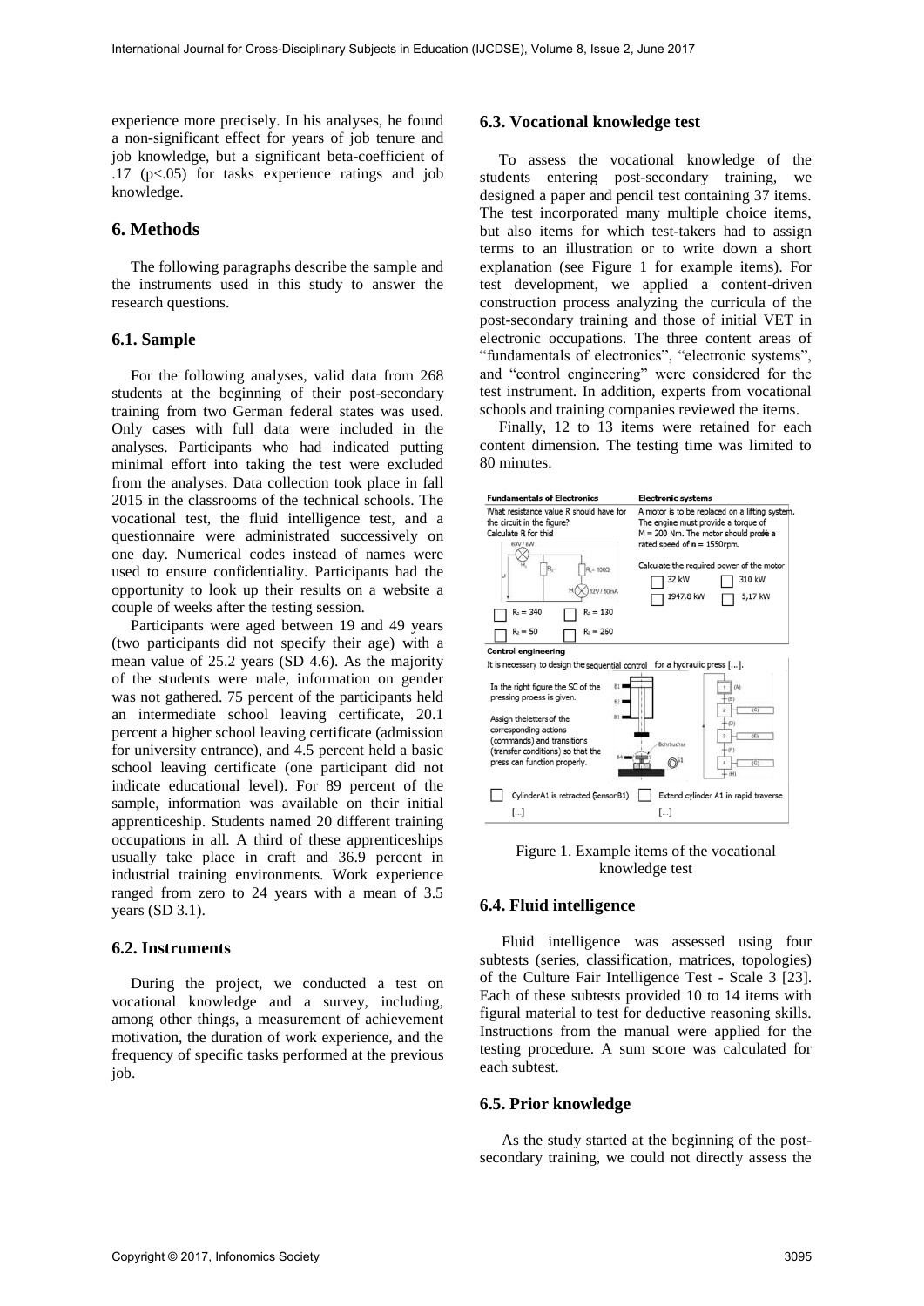experience more precisely. In his analyses, he found a non-significant effect for years of job tenure and job knowledge, but a significant beta-coefficient of .17 ($p<.05$) for tasks experience ratings and job knowledge.

## 6. Methods

The following paragraphs describe the sample and the instruments used in this study to answer the research questions.

### 6.1. Sample

For the following analyses, valid data from 268 students at the beginning of their post-secondary training from two German federal states was used. Only cases with full data were included in the analyses. Participants who had indicated putting minimal effort into taking the test were excluded from the analyses. Data collection took place in fall 2015 in the classrooms of the technical schools. The vocational test, the fluid intelligence test, and a questionnaire were administrated successively on one day. Numerical codes instead of names were used to ensure confidentiality. Participants had the opportunity to look up their results on a website a couple of weeks after the testing session.

Participants were aged between 19 and 49 years (two participants did not specify their age) with a mean value of 25.2 years (SD 4.6). As the majority of the students were male, information on gender was not gathered. 75 percent of the participants held an intermediate school leaving certificate, 20.1 percent a higher school leaving certificate (admission for university entrance), and 4.5 percent held a basic school leaving certificate (one participant did not indicate educational level). For 89 percent of the sample, information was available on their initial apprenticeship. Students named 20 different training occupations in all. A third of these apprenticeships usually take place in craft and 36.9 percent in industrial training environments. Work experience ranged from zero to 24 years with a mean of 3.5 years (SD 3.1).

### 6.2. Instruments

During the project, we conducted a test on vocational knowledge and a survey, including, among other things, a measurement of achievement motivation, the duration of work experience, and the frequency of specific tasks performed at the previous job.

### 6.3. Vocational knowledge test

To assess the vocational knowledge of the students entering post-secondary training, we designed a paper and pencil test containing 37 items. The test incorporated many multiple choice items, but also items for which test-takers had to assign terms to an illustration or to write down a short explanation (see Figure 1 for example items). For test development, we applied a content-driven construction process analyzing the curricula of the post-secondary training and those of initial VET in electronic occupations. The three content areas of "fundamentals of electronics", "electronic systems", and "control engineering" were considered for the test instrument. In addition, experts from vocational schools and training companies reviewed the items.

Finally, 12 to 13 items were retained for each content dimension. The testing time was limited to 80 minutes.

**Fundamentals of Electronics**

What resistance value R should have for the circuit in the figure? Calculate R for this!

☐ $R_v = 340$ ☐ $R_v = 130$
☐ $R_v = 50$ ☐ $R_v = 260$

**Electronic systems**

A motor is to be replaced on a lifting system. The engine must provide a torque of M = 200 Nm. The motor should provide a rated speed of n = 1550rpm.

Calculate the required power of the motor

☐ 32 kW ☐ 310 kW
☐ 1947,8 kW ☐ 5,17 kW

**Control engineering**

It is necessary to design the sequential control for a hydraulic press [...].

In the right figure the SC of the pressing process is given.

Assign the letters of the corresponding actions (commands) and transitions (transfer conditions) so that the press can function properly.

☐ Cylinder A1 is retracted (Sensor B1) ☐ Extend cylinder A1 in rapid traverse
[...] [...]

Figure 1. Example items of the vocational knowledge test

### 6.4. Fluid intelligence

Fluid intelligence was assessed using four subtests (series, classification, matrices, topologies) of the Culture Fair Intelligence Test - Scale 3 [23]. Each of these subtests provided 10 to 14 items with figural material to test for deductive reasoning skills. Instructions from the manual were applied for the testing procedure. A sum score was calculated for each subtest.

### 6.5. Prior knowledge

As the study started at the beginning of the post-secondary training, we could not directly assess the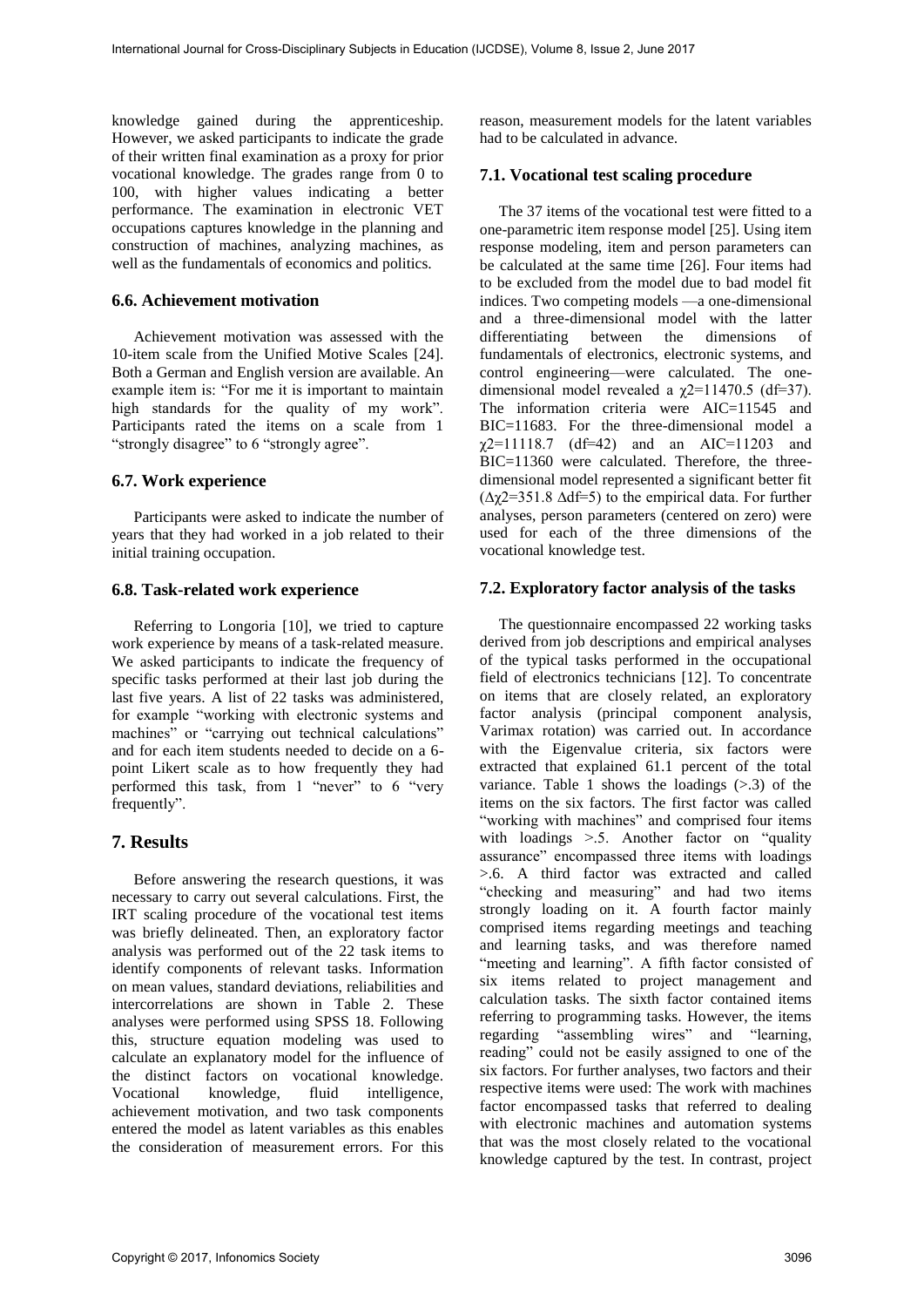knowledge gained during the apprenticeship. However, we asked participants to indicate the grade of their written final examination as a proxy for prior vocational knowledge. The grades range from 0 to 100, with higher values indicating a better performance. The examination in electronic VET occupations captures knowledge in the planning and construction of machines, analyzing machines, as well as the fundamentals of economics and politics.

### 6.6. Achievement motivation

Achievement motivation was assessed with the 10-item scale from the Unified Motive Scales [24]. Both a German and English version are available. An example item is: "For me it is important to maintain high standards for the quality of my work". Participants rated the items on a scale from 1 "strongly disagree" to 6 "strongly agree".

### 6.7. Work experience

Participants were asked to indicate the number of years that they had worked in a job related to their initial training occupation.

### 6.8. Task-related work experience

Referring to Longoria [10], we tried to capture work experience by means of a task-related measure. We asked participants to indicate the frequency of specific tasks performed at their last job during the last five years. A list of 22 tasks was administered, for example "working with electronic systems and machines" or "carrying out technical calculations" and for each item students needed to decide on a 6-point Likert scale as to how frequently they had performed this task, from 1 "never" to 6 "very frequently".

## 7. Results

Before answering the research questions, it was necessary to carry out several calculations. First, the IRT scaling procedure of the vocational test items was briefly delineated. Then, an exploratory factor analysis was performed out of the 22 task items to identify components of relevant tasks. Information on mean values, standard deviations, reliabilities and intercorrelations are shown in Table 2. These analyses were performed using SPSS 18. Following this, structure equation modeling was used to calculate an explanatory model for the influence of the distinct factors on vocational knowledge. Vocational knowledge, fluid intelligence, achievement motivation, and two task components entered the model as latent variables as this enables the consideration of measurement errors. For this reason, measurement models for the latent variables had to be calculated in advance.

### 7.1. Vocational test scaling procedure

The 37 items of the vocational test were fitted to a one-parametric item response model [25]. Using item response modeling, item and person parameters can be calculated at the same time [26]. Four items had to be excluded from the model due to bad model fit indices. Two competing models —a one-dimensional and a three-dimensional model with the latter differentiating between the dimensions of fundamentals of electronics, electronic systems, and control engineering—were calculated. The one-dimensional model revealed a $\chi^2$=11470.5 (df=37). The information criteria were AIC=11545 and BIC=11683. For the three-dimensional model a $\chi^2$=11118.7 (df=42) and an AIC=11203 and BIC=11360 were calculated. Therefore, the three-dimensional model represented a significant better fit ($\Delta\chi^2$=351.8 $\Delta$df=5) to the empirical data. For further analyses, person parameters (centered on zero) were used for each of the three dimensions of the vocational knowledge test.

### 7.2. Exploratory factor analysis of the tasks

The questionnaire encompassed 22 working tasks derived from job descriptions and empirical analyses of the typical tasks performed in the occupational field of electronics technicians [12]. To concentrate on items that are closely related, an exploratory factor analysis (principal component analysis, Varimax rotation) was carried out. In accordance with the Eigenvalue criteria, six factors were extracted that explained 61.1 percent of the total variance. Table 1 shows the loadings (>.3) of the items on the six factors. The first factor was called "working with machines" and comprised four items with loadings >.5. Another factor on "quality assurance" encompassed three items with loadings >.6. A third factor was extracted and called "checking and measuring" and had two items strongly loading on it. A fourth factor mainly comprised items regarding meetings and teaching and learning tasks, and was therefore named "meeting and learning". A fifth factor consisted of six items related to project management and calculation tasks. The sixth factor contained items referring to programming tasks. However, the items regarding "assembling wires" and "learning, reading" could not be easily assigned to one of the six factors. For further analyses, two factors and their respective items were used: The work with machines factor encompassed tasks that referred to dealing with electronic machines and automation systems that was the most closely related to the vocational knowledge captured by the test. In contrast, project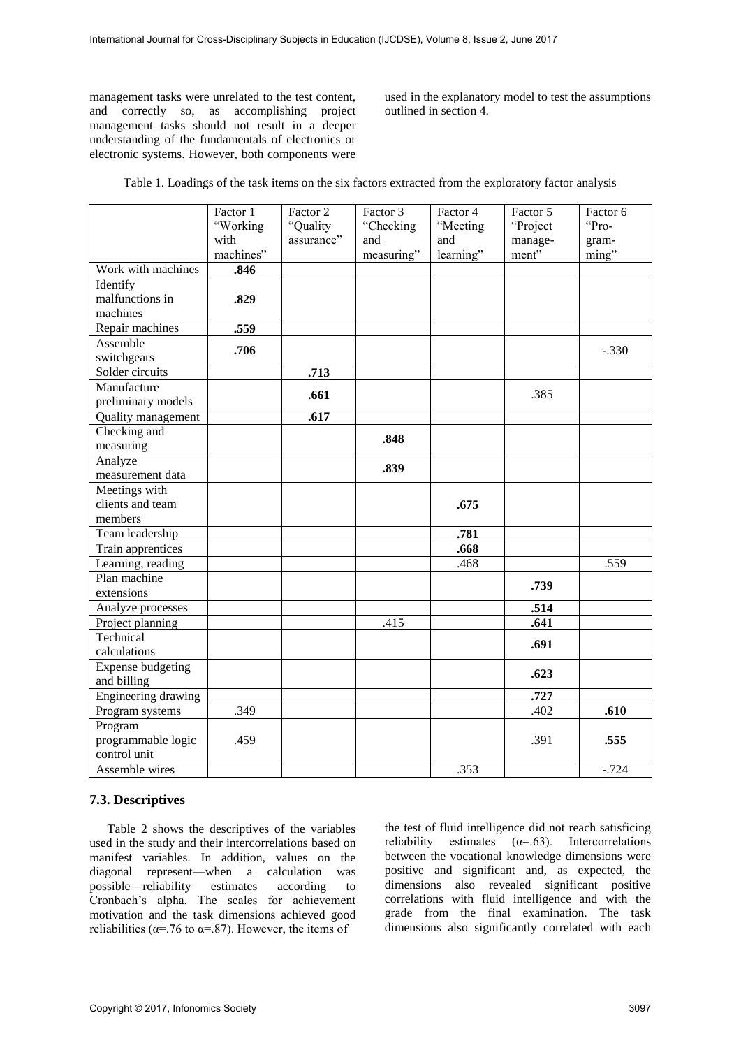management tasks were unrelated to the test content, and correctly so, as accomplishing project management tasks should not result in a deeper understanding of the fundamentals of electronics or electronic systems. However, both components were used in the explanatory model to test the assumptions outlined in section 4.

Table 1. Loadings of the task items on the six factors extracted from the exploratory factor analysis

| | Factor 1 "Working with machines" | Factor 2 "Quality assurance" | Factor 3 "Checking and measuring" | Factor 4 "Meeting and learning" | Factor 5 "Project management" | Factor 6 "Programming" |
|---|---|---|---|---|---|---|
| Work with machines | **.846** | | | | | |
| Identify malfunctions in machines | **.829** | | | | | |
| Repair machines | **.559** | | | | | |
| Assemble switchgears | **.706** | | | | | -.330 |
| Solder circuits | | **.713** | | | | |
| Manufacture preliminary models | | **.661** | | | .385 | |
| Quality management | | **.617** | | | | |
| Checking and measuring | | | **.848** | | | |
| Analyze measurement data | | | **.839** | | | |
| Meetings with clients and team members | | | | **.675** | | |
| Team leadership | | | | **.781** | | |
| Train apprentices | | | | **.668** | | |
| Learning, reading | | | | .468 | | .559 |
| Plan machine extensions | | | | | **.739** | |
| Analyze processes | | | | | **.514** | |
| Project planning | | | .415 | | **.641** | |
| Technical calculations | | | | | **.691** | |
| Expense budgeting and billing | | | | | **.623** | |
| Engineering drawing | | | | | **.727** | |
| Program systems | .349 | | | | .402 | **.610** |
| Program programmable logic control unit | .459 | | | | .391 | **.555** |
| Assemble wires | | | | .353 | | -.724 |

### 7.3. Descriptives

Table 2 shows the descriptives of the variables used in the study and their intercorrelations based on manifest variables. In addition, values on the diagonal represent—when a calculation was possible—reliability estimates according to Cronbach's alpha. The scales for achievement motivation and the task dimensions achieved good reliabilities (α=.76 to α=.87). However, the items of the test of fluid intelligence did not reach satisficing reliability estimates (α=.63). Intercorrelations between the vocational knowledge dimensions were positive and significant and, as expected, the dimensions also revealed significant positive correlations with fluid intelligence and with the grade from the final examination. The task dimensions also significantly correlated with each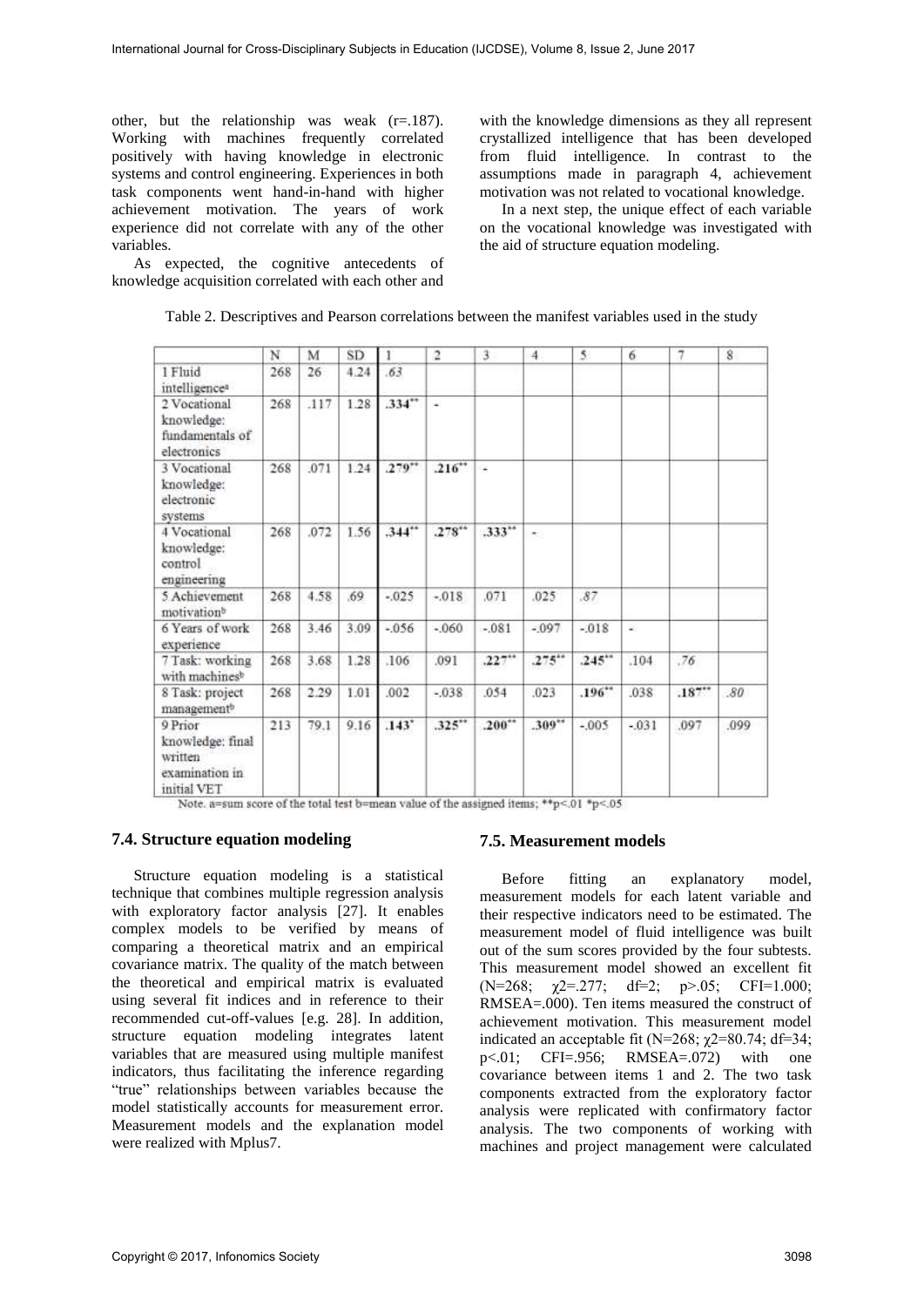other, but the relationship was weak (r=.187). Working with machines frequently correlated positively with having knowledge in electronic systems and control engineering. Experiences in both task components went hand-in-hand with higher achievement motivation. The years of work experience did not correlate with any of the other variables.

As expected, the cognitive antecedents of knowledge acquisition correlated with each other and with the knowledge dimensions as they all represent crystallized intelligence that has been developed from fluid intelligence. In contrast to the assumptions made in paragraph 4, achievement motivation was not related to vocational knowledge.

In a next step, the unique effect of each variable on the vocational knowledge was investigated with the aid of structure equation modeling.

Table 2. Descriptives and Pearson correlations between the manifest variables used in the study

| | N | M | SD | 1 | 2 | 3 | 4 | 5 | 6 | 7 | 8 |
|---|---|---|---|---|---|---|---|---|---|---|---|
| 1 Fluid intelligence[a] | 268 | 26 | 4.24 | .63 | | | | | | | |
| 2 Vocational knowledge: fundamentals of electronics | 268 | .117 | 1.28 | .334** | - | | | | | | |
| 3 Vocational knowledge: electronic systems | 268 | .071 | 1.24 | .279** | .216** | - | | | | | |
| 4 Vocational knowledge: control engineering | 268 | .072 | 1.56 | .344** | .278** | .333** | - | | | | |
| 5 Achievement motivation[b] | 268 | 4.58 | .69 | -.025 | -.018 | .071 | .025 | .87 | | | |
| 6 Years of work experience | 268 | 3.46 | 3.09 | -.056 | -.060 | -.081 | -.097 | -.018 | - | | |
| 7 Task: working with machines[b] | 268 | 3.68 | 1.28 | .106 | .091 | .227** | .275** | .245** | .104 | .76 | |
| 8 Task: project management[b] | 268 | 2.29 | 1.01 | .002 | -.038 | .054 | .023 | .196** | .038 | .187** | .80 |
| 9 Prior knowledge: final written examination in initial VET | 213 | 79.1 | 9.16 | .143* | .325** | .200** | .309** | -.005 | -.031 | .097 | .099 |

Note. a=sum score of the total test b=mean value of the assigned items; **p<.01 *p<.05

### 7.4. Structure equation modeling

Structure equation modeling is a statistical technique that combines multiple regression analysis with exploratory factor analysis [27]. It enables complex models to be verified by means of comparing a theoretical matrix and an empirical covariance matrix. The quality of the match between the theoretical and empirical matrix is evaluated using several fit indices and in reference to their recommended cut-off-values [e.g. 28]. In addition, structure equation modeling integrates latent variables that are measured using multiple manifest indicators, thus facilitating the inference regarding "true" relationships between variables because the model statistically accounts for measurement error. Measurement models and the explanation model were realized with Mplus7.

### 7.5. Measurement models

Before fitting an explanatory model, measurement models for each latent variable and their respective indicators need to be estimated. The measurement model of fluid intelligence was built out of the sum scores provided by the four subtests. This measurement model showed an excellent fit (N=268; $\chi2$=.277; df=2; p>.05; CFI=1.000; RMSEA=.000). Ten items measured the construct of achievement motivation. This measurement model indicated an acceptable fit (N=268; $\chi2$=80.74; df=34; p<.01; CFI=.956; RMSEA=.072) with one covariance between items 1 and 2. The two task components extracted from the exploratory factor analysis were replicated with confirmatory factor analysis. The two components of working with machines and project management were calculated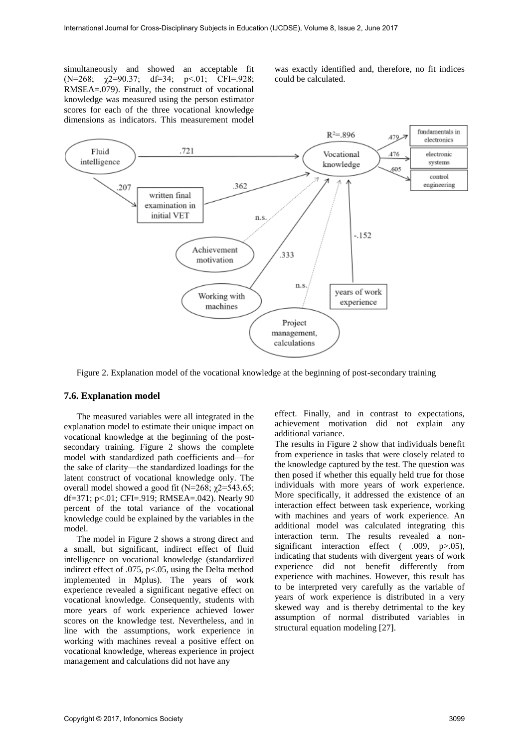simultaneously and showed an acceptable fit ($N=268$; $\chi2=90.37$; $df=34$; $p<.01$; $CFI=.928$; $RMSEA=.079$). Finally, the construct of vocational knowledge was measured using the person estimator scores for each of the three vocational knowledge dimensions as indicators. This measurement model was exactly identified and, therefore, no fit indices could be calculated.

Figure 2. Explanation model of the vocational knowledge at the beginning of post-secondary training

### 7.6. Explanation model

The measured variables were all integrated in the explanation model to estimate their unique impact on vocational knowledge at the beginning of the post-secondary training. Figure 2 shows the complete model with standardized path coefficients and—for the sake of clarity—the standardized loadings for the latent construct of vocational knowledge only. The overall model showed a good fit ($N=268$; $\chi2=543.65$; $df=371$; $p<.01$; $CFI=.919$; $RMSEA=.042$). Nearly 90 percent of the total variance of the vocational knowledge could be explained by the variables in the model.

The model in Figure 2 shows a strong direct and a small, but significant, indirect effect of fluid intelligence on vocational knowledge (standardized indirect effect of .075, $p<.05$, using the Delta method implemented in Mplus). The years of work experience revealed a significant negative effect on vocational knowledge. Consequently, students with more years of work experience achieved lower scores on the knowledge test. Nevertheless, and in line with the assumptions, work experience in working with machines reveal a positive effect on vocational knowledge, whereas experience in project management and calculations did not have any effect. Finally, and in contrast to expectations, achievement motivation did not explain any additional variance.

The results in Figure 2 show that individuals benefit from experience in tasks that were closely related to the knowledge captured by the test. The question was then posed if whether this equally held true for those individuals with more years of work experience. More specifically, it addressed the existence of an interaction effect between task experience, working with machines and years of work experience. An additional model was calculated integrating this interaction term. The results revealed a non-significant interaction effect ( .009, $p>.05$), indicating that students with divergent years of work experience did not benefit differently from experience with machines. However, this result has to be interpreted very carefully as the variable of years of work experience is distributed in a very skewed way and is thereby detrimental to the key assumption of normal distributed variables in structural equation modeling [27].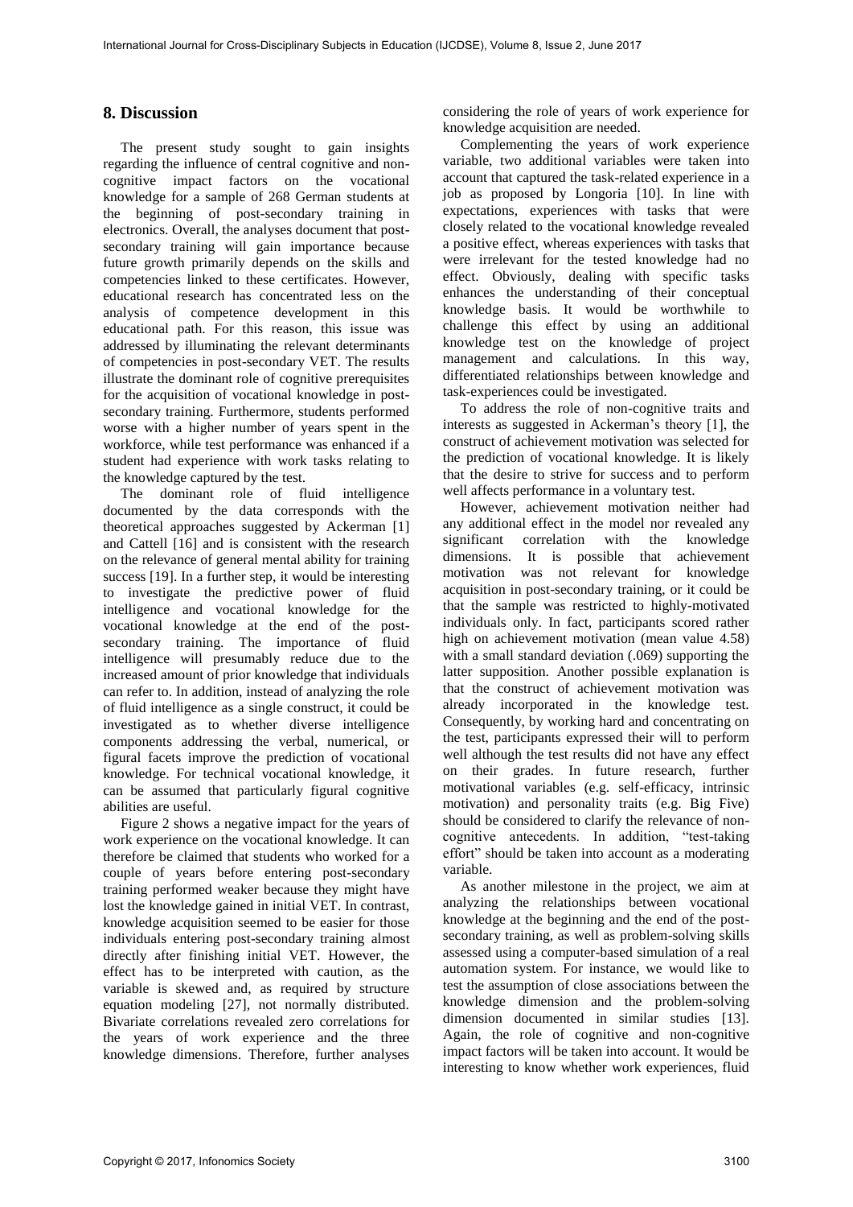## 8. Discussion

The present study sought to gain insights regarding the influence of central cognitive and non-cognitive impact factors on the vocational knowledge for a sample of 268 German students at the beginning of post-secondary training in electronics. Overall, the analyses document that post-secondary training will gain importance because future growth primarily depends on the skills and competencies linked to these certificates. However, educational research has concentrated less on the analysis of competence development in this educational path. For this reason, this issue was addressed by illuminating the relevant determinants of competencies in post-secondary VET. The results illustrate the dominant role of cognitive prerequisites for the acquisition of vocational knowledge in post-secondary training. Furthermore, students performed worse with a higher number of years spent in the workforce, while test performance was enhanced if a student had experience with work tasks relating to the knowledge captured by the test.

The dominant role of fluid intelligence documented by the data corresponds with the theoretical approaches suggested by Ackerman [1] and Cattell [16] and is consistent with the research on the relevance of general mental ability for training success [19]. In a further step, it would be interesting to investigate the predictive power of fluid intelligence and vocational knowledge for the vocational knowledge at the end of the post-secondary training. The importance of fluid intelligence will presumably reduce due to the increased amount of prior knowledge that individuals can refer to. In addition, instead of analyzing the role of fluid intelligence as a single construct, it could be investigated as to whether diverse intelligence components addressing the verbal, numerical, or figural facets improve the prediction of vocational knowledge. For technical vocational knowledge, it can be assumed that particularly figural cognitive abilities are useful.

Figure 2 shows a negative impact for the years of work experience on the vocational knowledge. It can therefore be claimed that students who worked for a couple of years before entering post-secondary training performed weaker because they might have lost the knowledge gained in initial VET. In contrast, knowledge acquisition seemed to be easier for those individuals entering post-secondary training almost directly after finishing initial VET. However, the effect has to be interpreted with caution, as the variable is skewed and, as required by structure equation modeling [27], not normally distributed. Bivariate correlations revealed zero correlations for the years of work experience and the three knowledge dimensions. Therefore, further analyses considering the role of years of work experience for knowledge acquisition are needed.

Complementing the years of work experience variable, two additional variables were taken into account that captured the task-related experience in a job as proposed by Longoria [10]. In line with expectations, experiences with tasks that were closely related to the vocational knowledge revealed a positive effect, whereas experiences with tasks that were irrelevant for the tested knowledge had no effect. Obviously, dealing with specific tasks enhances the understanding of their conceptual knowledge basis. It would be worthwhile to challenge this effect by using an additional knowledge test on the knowledge of project management and calculations. In this way, differentiated relationships between knowledge and task-experiences could be investigated.

To address the role of non-cognitive traits and interests as suggested in Ackerman's theory [1], the construct of achievement motivation was selected for the prediction of vocational knowledge. It is likely that the desire to strive for success and to perform well affects performance in a voluntary test.

However, achievement motivation neither had any additional effect in the model nor revealed any significant correlation with the knowledge dimensions. It is possible that achievement motivation was not relevant for knowledge acquisition in post-secondary training, or it could be that the sample was restricted to highly-motivated individuals only. In fact, participants scored rather high on achievement motivation (mean value 4.58) with a small standard deviation (.069) supporting the latter supposition. Another possible explanation is that the construct of achievement motivation was already incorporated in the knowledge test. Consequently, by working hard and concentrating on the test, participants expressed their will to perform well although the test results did not have any effect on their grades. In future research, further motivational variables (e.g. self-efficacy, intrinsic motivation) and personality traits (e.g. Big Five) should be considered to clarify the relevance of non-cognitive antecedents. In addition, "test-taking effort" should be taken into account as a moderating variable.

As another milestone in the project, we aim at analyzing the relationships between vocational knowledge at the beginning and the end of the post-secondary training, as well as problem-solving skills assessed using a computer-based simulation of a real automation system. For instance, we would like to test the assumption of close associations between the knowledge dimension and the problem-solving dimension documented in similar studies [13]. Again, the role of cognitive and non-cognitive impact factors will be taken into account. It would be interesting to know whether work experiences, fluid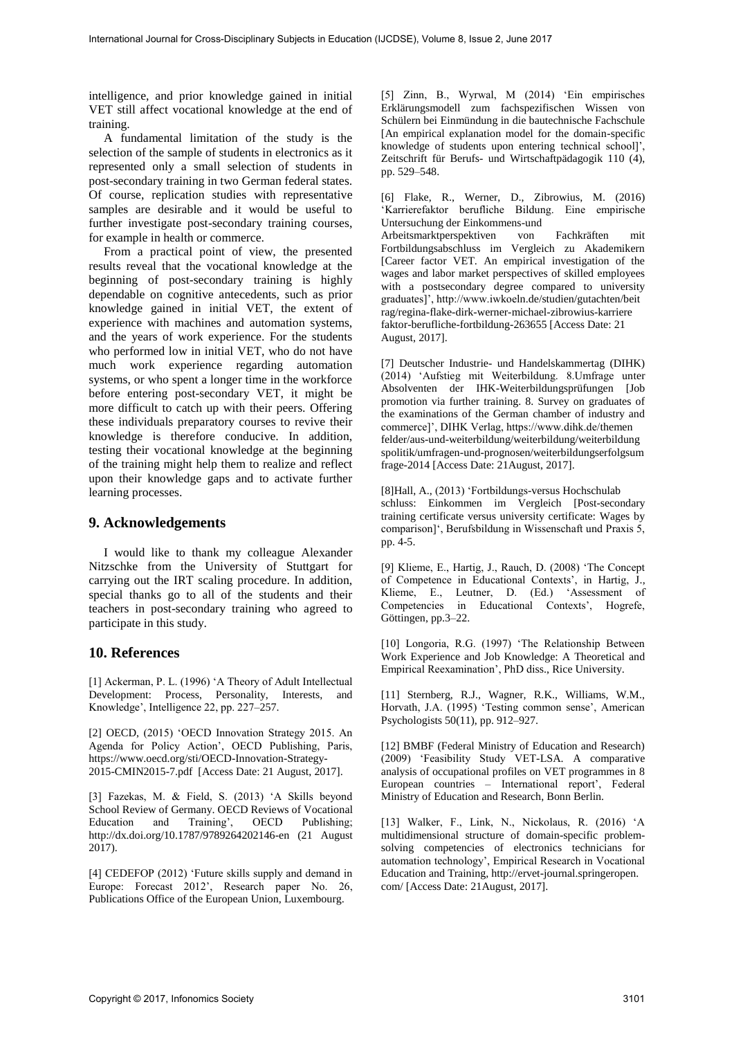intelligence, and prior knowledge gained in initial VET still affect vocational knowledge at the end of training.

A fundamental limitation of the study is the selection of the sample of students in electronics as it represented only a small selection of students in post-secondary training in two German federal states. Of course, replication studies with representative samples are desirable and it would be useful to further investigate post-secondary training courses, for example in health or commerce.

From a practical point of view, the presented results reveal that the vocational knowledge at the beginning of post-secondary training is highly dependable on cognitive antecedents, such as prior knowledge gained in initial VET, the extent of experience with machines and automation systems, and the years of work experience. For the students who performed low in initial VET, who do not have much work experience regarding automation systems, or who spent a longer time in the workforce before entering post-secondary VET, it might be more difficult to catch up with their peers. Offering these individuals preparatory courses to revive their knowledge is therefore conducive. In addition, testing their vocational knowledge at the beginning of the training might help them to realize and reflect upon their knowledge gaps and to activate further learning processes.

## 9. Acknowledgements

I would like to thank my colleague Alexander Nitzschke from the University of Stuttgart for carrying out the IRT scaling procedure. In addition, special thanks go to all of the students and their teachers in post-secondary training who agreed to participate in this study.

## 10. References

[1] Ackerman, P. L. (1996) 'A Theory of Adult Intellectual Development: Process, Personality, Interests, and Knowledge', Intelligence 22, pp. 227–257.

[2] OECD, (2015) 'OECD Innovation Strategy 2015. An Agenda for Policy Action', OECD Publishing, Paris, https://www.oecd.org/sti/OECD-Innovation-Strategy-2015-CMIN2015-7.pdf [Access Date: 21 August, 2017].

[3] Fazekas, M. & Field, S. (2013) 'A Skills beyond School Review of Germany. OECD Reviews of Vocational Education and Training', OECD Publishing; http://dx.doi.org/10.1787/9789264202146-en (21 August 2017).

[4] CEDEFOP (2012) 'Future skills supply and demand in Europe: Forecast 2012', Research paper No. 26, Publications Office of the European Union, Luxembourg.

[5] Zinn, B., Wyrwal, M (2014) 'Ein empirisches Erklärungsmodell zum fachspezifischen Wissen von Schülern bei Einmündung in die bautechnische Fachschule [An empirical explanation model for the domain-specific knowledge of students upon entering technical school]', Zeitschrift für Berufs- und Wirtschaftpädagogik 110 (4), pp. 529–548.

[6] Flake, R., Werner, D., Zibrowius, M. (2016) 'Karrierefaktor berufliche Bildung. Eine empirische Untersuchung der Einkommens-und Arbeitsmarktperspektiven von Fachkräften mit Fortbildungsabschluss im Vergleich zu Akademikern [Career factor VET. An empirical investigation of the wages and labor market perspectives of skilled employees with a postsecondary degree compared to university graduates]', http://www.iwkoeln.de/studien/gutachten/beitrag/regina-flake-dirk-werner-michael-zibrowius-karrierefaktor-berufliche-fortbildung-263655 [Access Date: 21 August, 2017].

[7] Deutscher Industrie- und Handelskammertag (DIHK) (2014) 'Aufstieg mit Weiterbildung. 8.Umfrage unter Absolventen der IHK-Weiterbildungsprüfungen [Job promotion via further training. 8. Survey on graduates of the examinations of the German chamber of industry and commerce]', DIHK Verlag, https://www.dihk.de/themenfelder/aus-und-weiterbildung/weiterbildung/weiterbildungspolitik/umfragen-und-prognosen/weiterbildungserfolgsumfrage-2014 [Access Date: 21August, 2017].

[8]Hall, A., (2013) 'Fortbildungs-versus Hochschulabschluss: Einkommen im Vergleich [Post-secondary training certificate versus university certificate: Wages by comparison]', Berufsbildung in Wissenschaft und Praxis 5, pp. 4-5.

[9] Klieme, E., Hartig, J., Rauch, D. (2008) 'The Concept of Competence in Educational Contexts', in Hartig, J., Klieme, E., Leutner, D. (Ed.) 'Assessment of Competencies in Educational Contexts', Hogrefe, Göttingen, pp.3–22.

[10] Longoria, R.G. (1997) 'The Relationship Between Work Experience and Job Knowledge: A Theoretical and Empirical Reexamination', PhD diss., Rice University.

[11] Sternberg, R.J., Wagner, R.K., Williams, W.M., Horvath, J.A. (1995) 'Testing common sense', American Psychologists 50(11), pp. 912–927.

[12] BMBF (Federal Ministry of Education and Research) (2009) 'Feasibility Study VET-LSA. A comparative analysis of occupational profiles on VET programmes in 8 European countries – International report', Federal Ministry of Education and Research, Bonn Berlin.

[13] Walker, F., Link, N., Nickolaus, R. (2016) 'A multidimensional structure of domain-specific problem-solving competencies of electronics technicians for automation technology', Empirical Research in Vocational Education and Training, http://ervet-journal.springeropen.com/ [Access Date: 21August, 2017].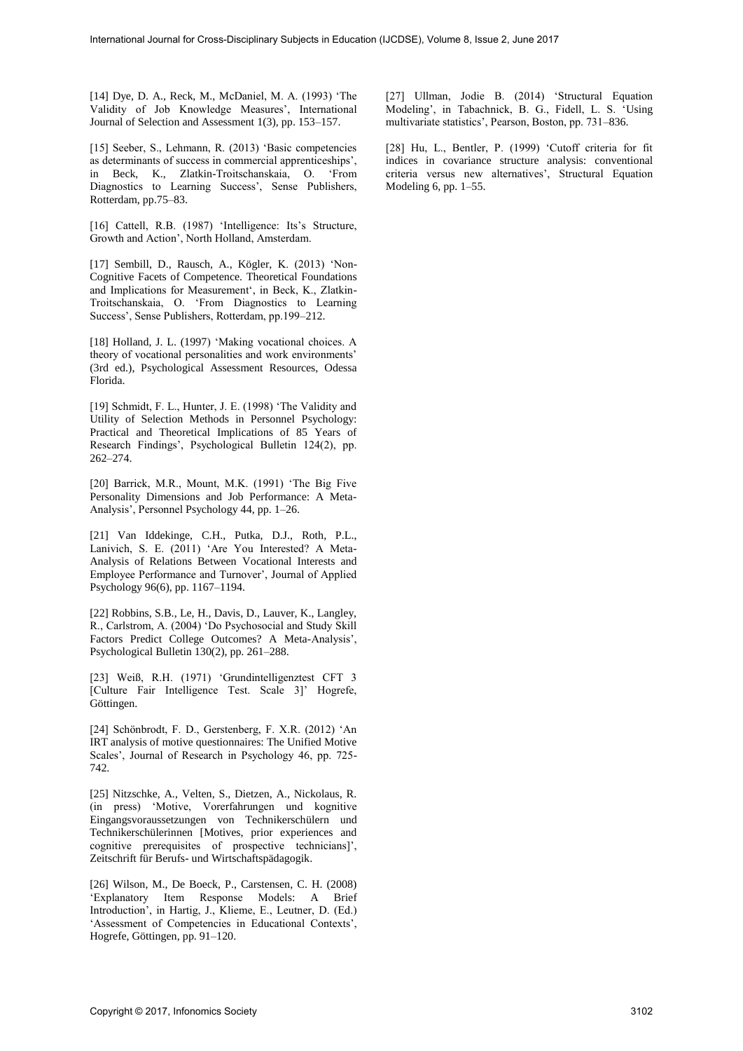[14] Dye, D. A., Reck, M., McDaniel, M. A. (1993) 'The Validity of Job Knowledge Measures', International Journal of Selection and Assessment 1(3), pp. 153–157.

[15] Seeber, S., Lehmann, R. (2013) 'Basic competencies as determinants of success in commercial apprenticeships', in Beck, K., Zlatkin-Troitschanskaia, O. 'From Diagnostics to Learning Success', Sense Publishers, Rotterdam, pp.75–83.

[16] Cattell, R.B. (1987) 'Intelligence: Its's Structure, Growth and Action', North Holland, Amsterdam.

[17] Sembill, D., Rausch, A., Kögler, K. (2013) 'Non-Cognitive Facets of Competence. Theoretical Foundations and Implications for Measurement', in Beck, K., Zlatkin-Troitschanskaia, O. 'From Diagnostics to Learning Success', Sense Publishers, Rotterdam, pp.199–212.

[18] Holland, J. L. (1997) 'Making vocational choices. A theory of vocational personalities and work environments' (3rd ed.), Psychological Assessment Resources, Odessa Florida.

[19] Schmidt, F. L., Hunter, J. E. (1998) 'The Validity and Utility of Selection Methods in Personnel Psychology: Practical and Theoretical Implications of 85 Years of Research Findings', Psychological Bulletin 124(2), pp. 262–274.

[20] Barrick, M.R., Mount, M.K. (1991) 'The Big Five Personality Dimensions and Job Performance: A Meta-Analysis', Personnel Psychology 44, pp. 1–26.

[21] Van Iddekinge, C.H., Putka, D.J., Roth, P.L., Lanivich, S. E. (2011) 'Are You Interested? A Meta-Analysis of Relations Between Vocational Interests and Employee Performance and Turnover', Journal of Applied Psychology 96(6), pp. 1167–1194.

[22] Robbins, S.B., Le, H., Davis, D., Lauver, K., Langley, R., Carlstrom, A. (2004) 'Do Psychosocial and Study Skill Factors Predict College Outcomes? A Meta-Analysis', Psychological Bulletin 130(2), pp. 261–288.

[23] Weiß, R.H. (1971) 'Grundintelligenztest CFT 3 [Culture Fair Intelligence Test. Scale 3]' Hogrefe, Göttingen.

[24] Schönbrodt, F. D., Gerstenberg, F. X.R. (2012) 'An IRT analysis of motive questionnaires: The Unified Motive Scales', Journal of Research in Psychology 46, pp. 725-742.

[25] Nitzschke, A., Velten, S., Dietzen, A., Nickolaus, R. (in press) 'Motive, Vorerfahrungen und kognitive Eingangsvoraussetzungen von Technikerschülern und Technikerschülerinnen [Motives, prior experiences and cognitive prerequisites of prospective technicians]', Zeitschrift für Berufs- und Wirtschaftspädagogik.

[26] Wilson, M., De Boeck, P., Carstensen, C. H. (2008) 'Explanatory Item Response Models: A Brief Introduction', in Hartig, J., Klieme, E., Leutner, D. (Ed.) 'Assessment of Competencies in Educational Contexts', Hogrefe, Göttingen, pp. 91–120.

[27] Ullman, Jodie B. (2014) 'Structural Equation Modeling', in Tabachnick, B. G., Fidell, L. S. 'Using multivariate statistics', Pearson, Boston, pp. 731–836.

[28] Hu, L., Bentler, P. (1999) 'Cutoff criteria for fit indices in covariance structure analysis: conventional criteria versus new alternatives', Structural Equation Modeling 6, pp. 1–55.